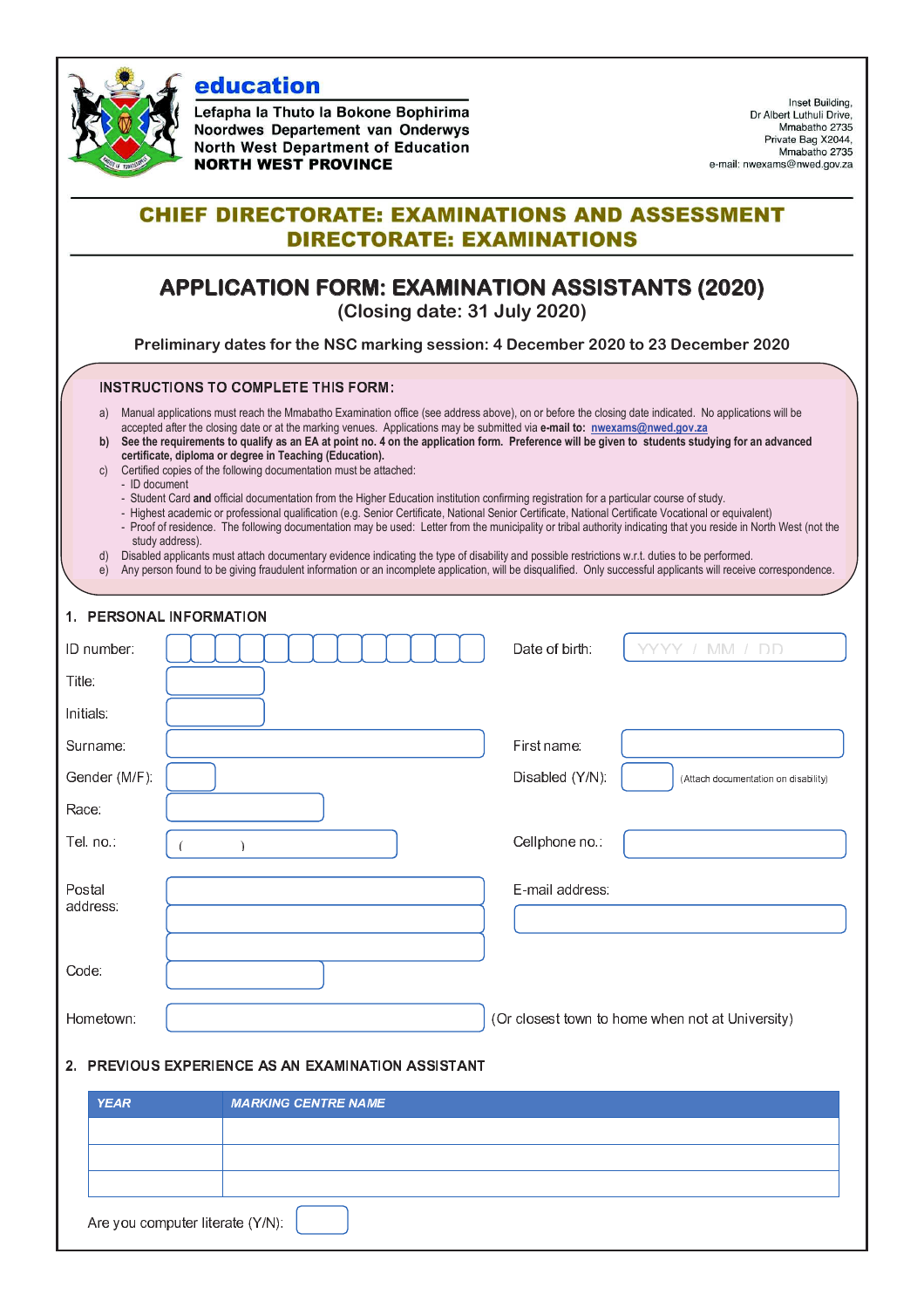**education**

**Lefapha la Thuto la Bokone Bophirima**
**Noordwes Departement van Onderwys**
**North West Department of Education**
**NORTH WEST PROVINCE**

Inset Building,
Dr Albert Luthuli Drive,
Mmabatho 2735
Private Bag X2044,
Mmabatho 2735
e-mail: nwexams@nwed.gov.za

## CHIEF DIRECTORATE: EXAMINATIONS AND ASSESSMENT
## DIRECTORATE: EXAMINATIONS

# APPLICATION FORM: EXAMINATION ASSISTANTS (2020)

**(Closing date: 31 July 2020)**

**Preliminary dates for the NSC marking session: 4 December 2020 to 23 December 2020**

### INSTRUCTIONS TO COMPLETE THIS FORM:

a) Manual applications must reach the Mmabatho Examination office (see address above), on or before the closing date indicated. No applications will be accepted after the closing date or at the marking venues. Applications may be submitted via **e-mail to: nwexams@nwed.gov.za**

b) **See the requirements to qualify as an EA at point no. 4 on the application form. Preference will be given to students studying for an advanced certificate, diploma or degree in Teaching (Education).**

c) Certified copies of the following documentation must be attached:
- ID document
- Student Card **and** official documentation from the Higher Education institution confirming registration for a particular course of study.
- Highest academic or professional qualification (e.g. Senior Certificate, National Senior Certificate, National Certificate Vocational or equivalent)
- Proof of residence. The following documentation may be used: Letter from the municipality or tribal authority indicating that you reside in North West (not the study address).

d) Disabled applicants must attach documentary evidence indicating the type of disability and possible restrictions w.r.t. duties to be performed.

e) Any person found to be giving fraudulent information or an incomplete application, will be disqualified. Only successful applicants will receive correspondence.

### 1. PERSONAL INFORMATION

ID number: ____________ Date of birth: YYYY / MM / DD

Title: ____________

Initials: ____________

Surname: ____________ First name: ____________

Gender (M/F): ____ Disabled (Y/N): ____ (Attach documentation on disability)

Race: ____________

Tel. no.: (      ) ____________ Cellphone no.: ____________

Postal address: ____________ E-mail address: ____________

Code: ____________

Hometown: ____________ (Or closest town to home when not at University)

### 2. PREVIOUS EXPERIENCE AS AN EXAMINATION ASSISTANT

| YEAR | MARKING CENTRE NAME |
|---|---|
| | |
| | |
| | |

Are you computer literate (Y/N): ____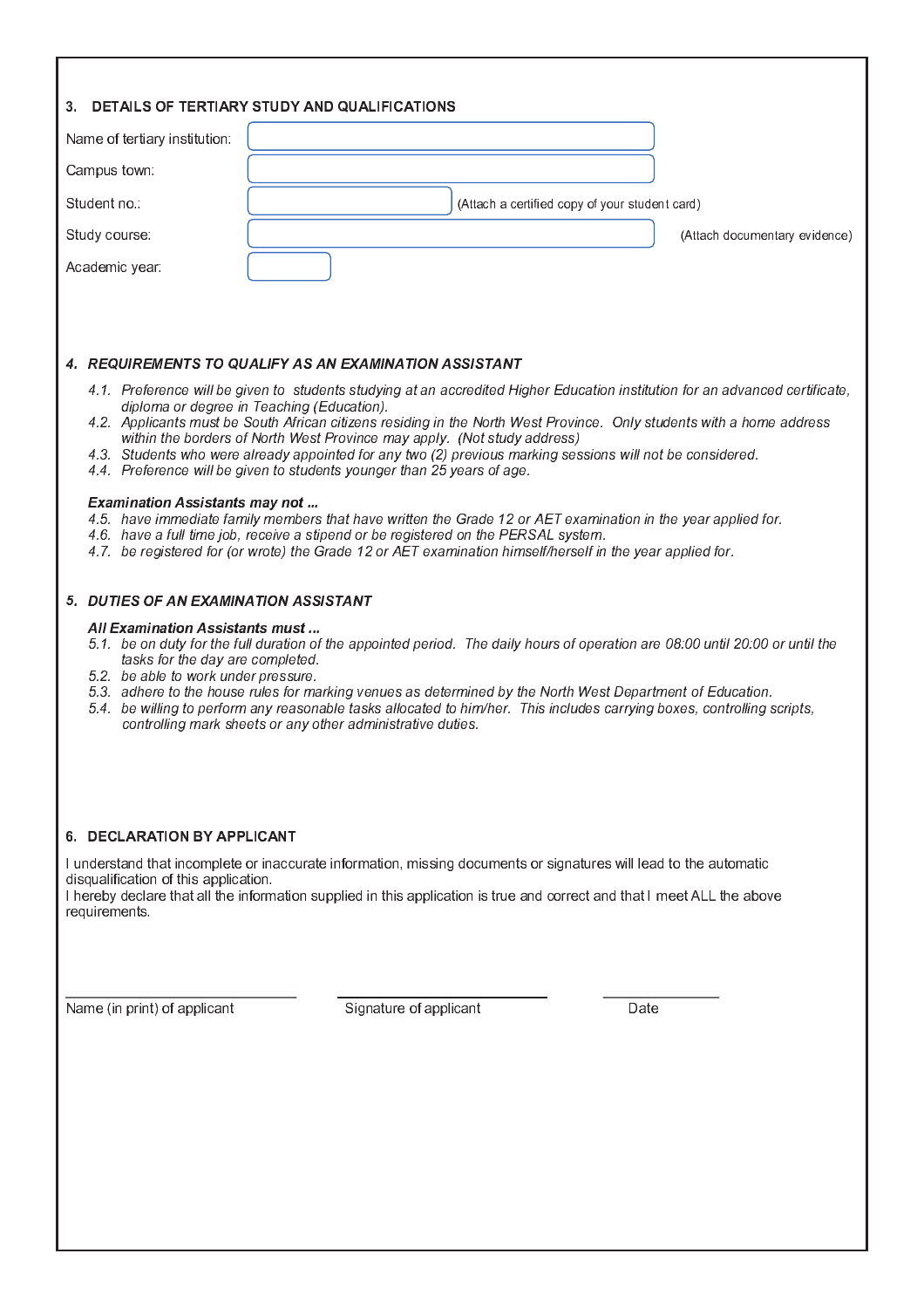## 3. DETAILS OF TERTIARY STUDY AND QUALIFICATIONS

Name of tertiary institution:

Campus town:

Student no.: (Attach a certified copy of your student card)

Study course: (Attach documentary evidence)

Academic year:

## *4. REQUIREMENTS TO QUALIFY AS AN EXAMINATION ASSISTANT*

*4.1. Preference will be given to students studying at an accredited Higher Education institution for an advanced certificate, diploma or degree in Teaching (Education).*

*4.2. Applicants must be South African citizens residing in the North West Province. Only students with a home address within the borders of North West Province may apply. (Not study address)*

*4.3. Students who were already appointed for any two (2) previous marking sessions will not be considered.*

*4.4. Preference will be given to students younger than 25 years of age.*

***Examination Assistants may not ...***

*4.5. have immediate family members that have written the Grade 12 or AET examination in the year applied for.*

*4.6. have a full time job, receive a stipend or be registered on the PERSAL system.*

*4.7. be registered for (or wrote) the Grade 12 or AET examination himself/herself in the year applied for.*

## *5. DUTIES OF AN EXAMINATION ASSISTANT*

***All Examination Assistants must ...***

*5.1. be on duty for the full duration of the appointed period. The daily hours of operation are 08:00 until 20:00 or until the tasks for the day are completed.*

*5.2. be able to work under pressure.*

*5.3. adhere to the house rules for marking venues as determined by the North West Department of Education.*

*5.4. be willing to perform any reasonable tasks allocated to him/her. This includes carrying boxes, controlling scripts, controlling mark sheets or any other administrative duties.*

## 6. DECLARATION BY APPLICANT

I understand that incomplete or inaccurate information, missing documents or signatures will lead to the automatic disqualification of this application.
I hereby declare that all the information supplied in this application is true and correct and that I meet ALL the above requirements.

\_\_\_\_\_\_\_\_\_\_\_\_\_\_\_\_\_\_\_\_\_\_\_\_\_\_\_\_ Name (in print) of applicant

\_\_\_\_\_\_\_\_\_\_\_\_\_\_\_\_\_\_\_\_\_\_\_\_\_\_\_\_ Signature of applicant

\_\_\_\_\_\_\_\_\_\_\_\_\_\_ Date